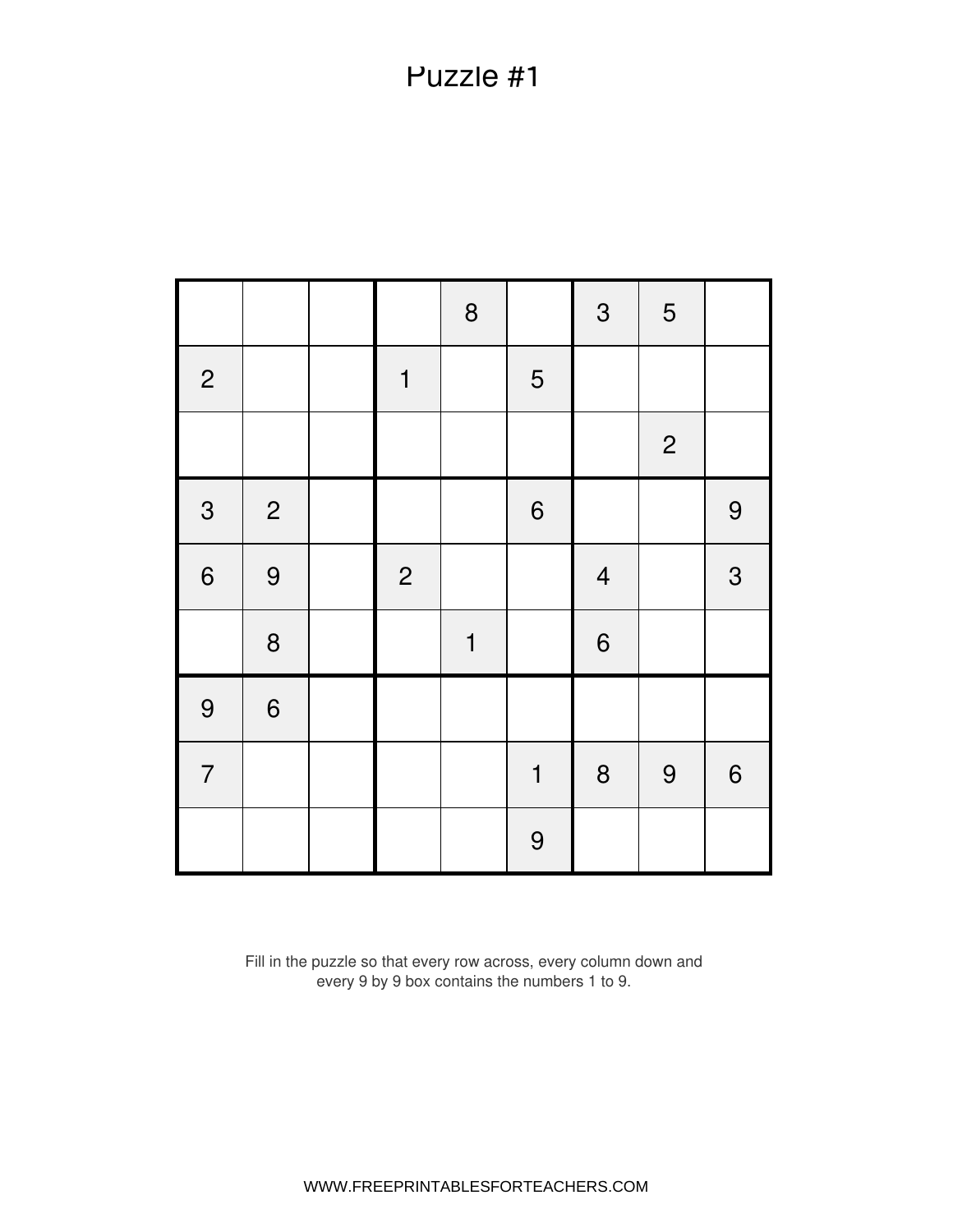# Puzzle #1

| | | | | | | | | |
|---|---|---|---|---|---|---|---|---|
| | | | | 8 | | 3 | 5 | |
| 2 | | | 1 | | 5 | | | |
| | | | | | | | 2 | |
| 3 | 2 | | | | 6 | | | 9 |
| 6 | 9 | | 2 | | | 4 | | 3 |
| | 8 | | | 1 | | 6 | | |
| 9 | 6 | | | | | | | |
| 7 | | | | | 1 | 8 | 9 | 6 |
| | | | | | 9 | | | |

Fill in the puzzle so that every row across, every column down and every 9 by 9 box contains the numbers 1 to 9.

WWW.FREEPRINTABLESFORTEACHERS.COM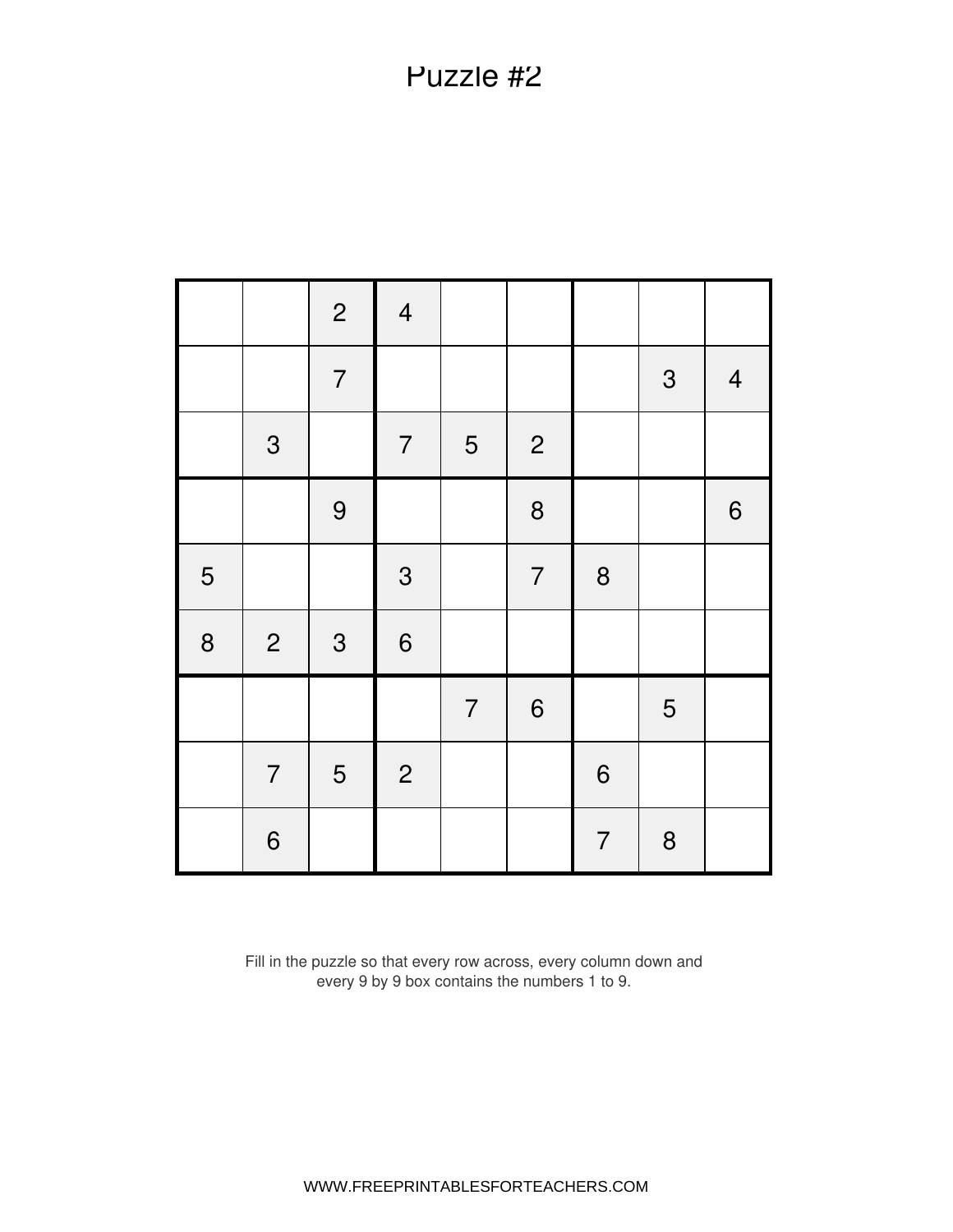# Puzzle #2

| | | | | | | | | |
|---|---|---|---|---|---|---|---|---|
| | | 2 | 4 | | | | | |
| | | 7 | | | | | 3 | 4 |
| | 3 | | 7 | 5 | 2 | | | |
| | | 9 | | | 8 | | | 6 |
| 5 | | | 3 | | 7 | 8 | | |
| 8 | 2 | 3 | 6 | | | | | |
| | | | | 7 | 6 | | 5 | |
| | 7 | 5 | 2 | | | 6 | | |
| | 6 | | | | | 7 | 8 | |

Fill in the puzzle so that every row across, every column down and every 9 by 9 box contains the numbers 1 to 9.

WWW.FREEPRINTABLESFORTEACHERS.COM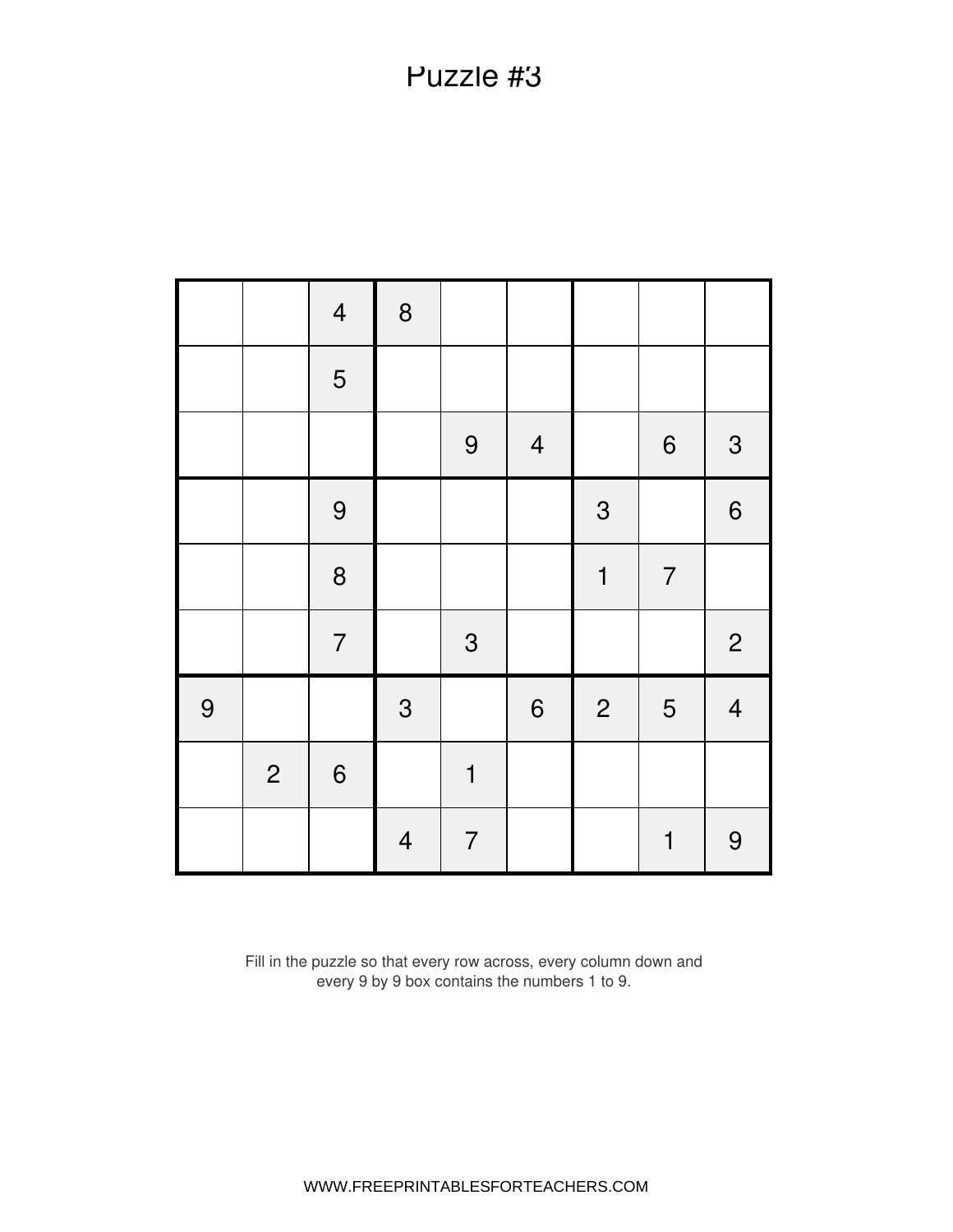# Puzzle #3

| | | | | | | | | |
|---|---|---|---|---|---|---|---|---|
| | | 4 | 8 | | | | | |
| | | 5 | | | | | | |
| | | | | 9 | 4 | | 6 | 3 |
| | | 9 | | | | 3 | | 6 |
| | | 8 | | | | 1 | 7 | |
| | | 7 | | 3 | | | | 2 |
| 9 | | | 3 | | 6 | 2 | 5 | 4 |
| | 2 | 6 | | 1 | | | | |
| | | | 4 | 7 | | | 1 | 9 |

Fill in the puzzle so that every row across, every column down and every 9 by 9 box contains the numbers 1 to 9.

WWW.FREEPRINTABLESFORTEACHERS.COM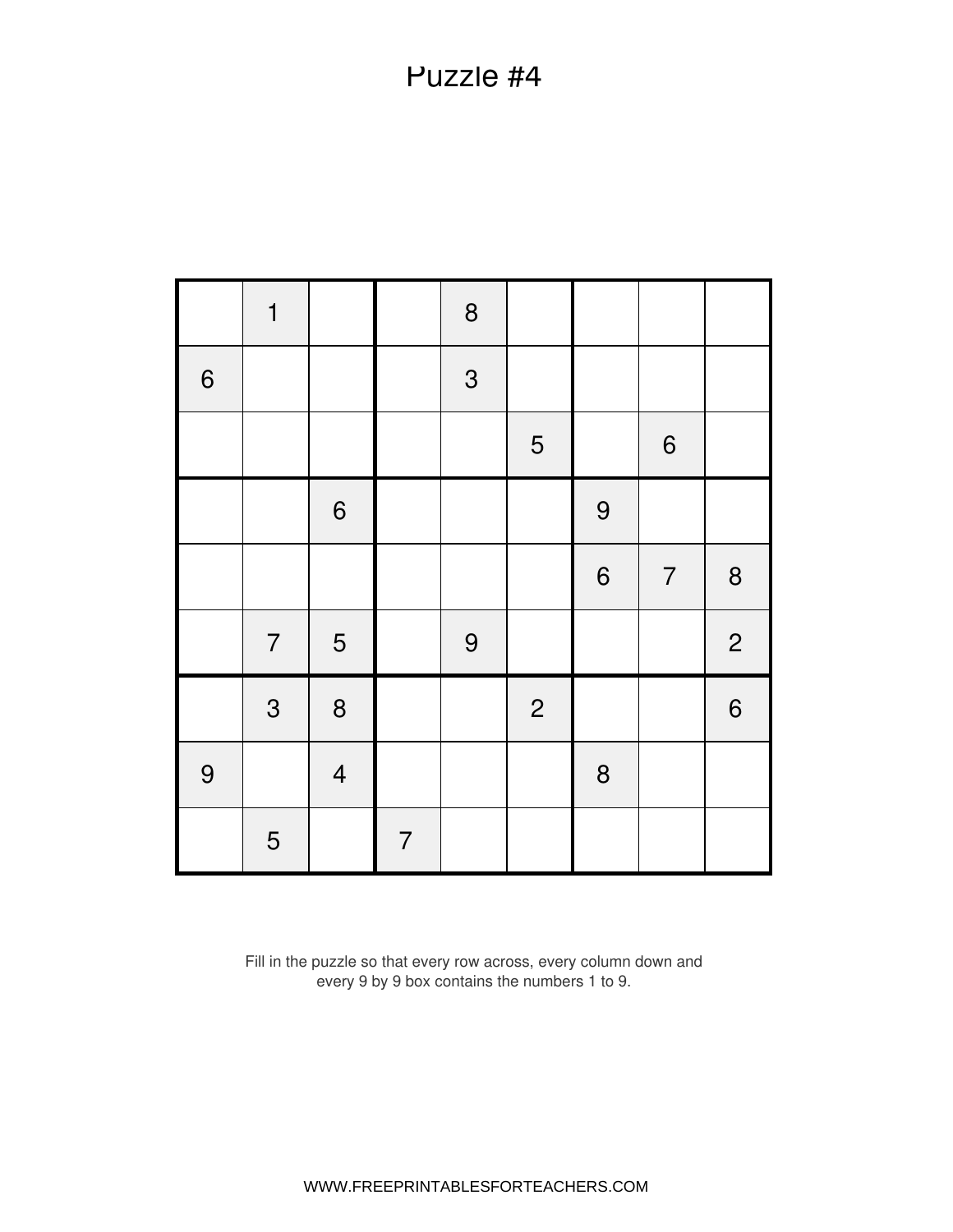# Puzzle #4

| | | | | | | | | |
|---|---|---|---|---|---|---|---|---|
| | 1 | | | 8 | | | | |
| 6 | | | | 3 | | | | |
| | | | | | 5 | | 6 | |
| | | 6 | | | | 9 | | |
| | | | | | | 6 | 7 | 8 |
| | 7 | 5 | | 9 | | | | 2 |
| | 3 | 8 | | | 2 | | | 6 |
| 9 | | 4 | | | | 8 | | |
| | 5 | | 7 | | | | | |

Fill in the puzzle so that every row across, every column down and every 9 by 9 box contains the numbers 1 to 9.

WWW.FREEPRINTABLESFORTEACHERS.COM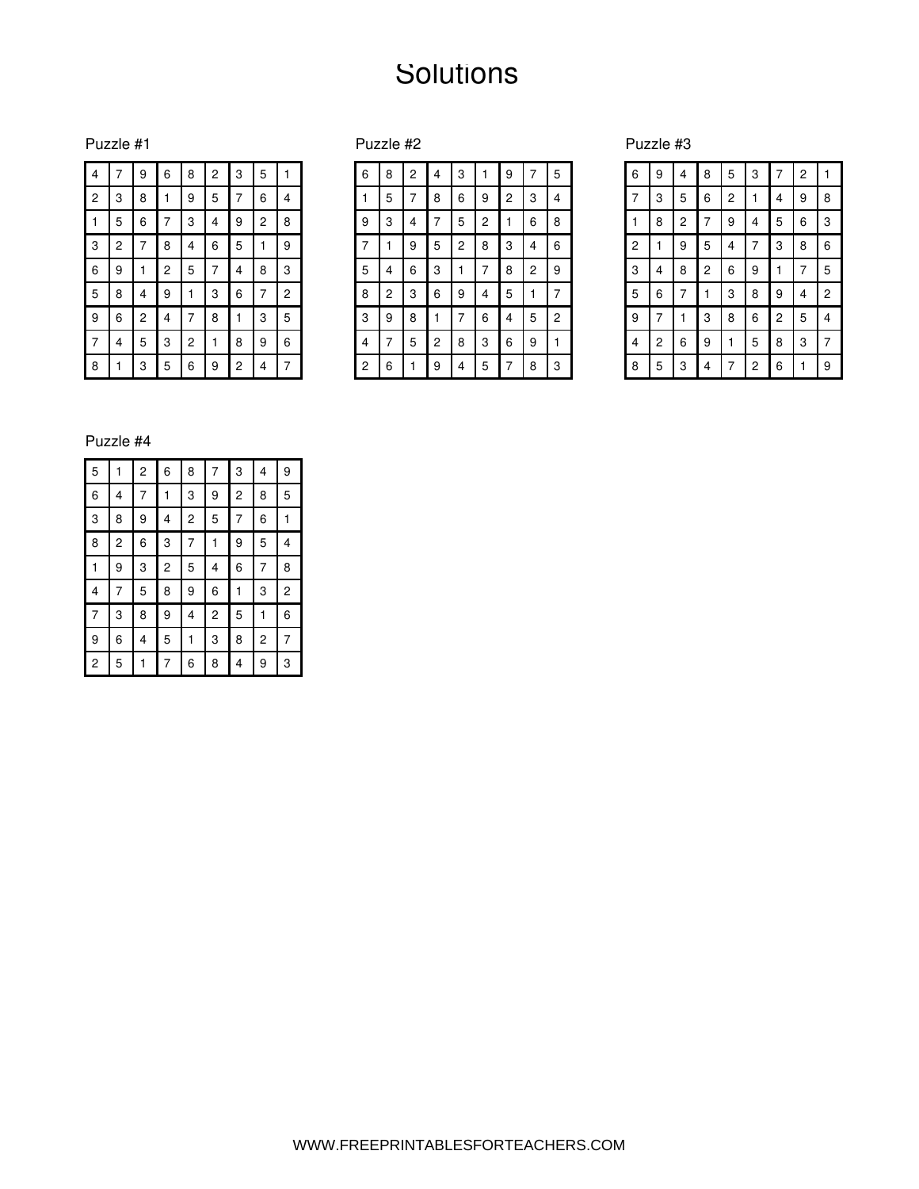# Solutions

Puzzle #1

| | | | | | | | | |
|---|---|---|---|---|---|---|---|---|
| 4 | 7 | 9 | 6 | 8 | 2 | 3 | 5 | 1 |
| 2 | 3 | 8 | 1 | 9 | 5 | 7 | 6 | 4 |
| 1 | 5 | 6 | 7 | 3 | 4 | 9 | 2 | 8 |
| 3 | 2 | 7 | 8 | 4 | 6 | 5 | 1 | 9 |
| 6 | 9 | 1 | 2 | 5 | 7 | 4 | 8 | 3 |
| 5 | 8 | 4 | 9 | 1 | 3 | 6 | 7 | 2 |
| 9 | 6 | 2 | 4 | 7 | 8 | 1 | 3 | 5 |
| 7 | 4 | 5 | 3 | 2 | 1 | 8 | 9 | 6 |
| 8 | 1 | 3 | 5 | 6 | 9 | 2 | 4 | 7 |

Puzzle #2

| | | | | | | | | |
|---|---|---|---|---|---|---|---|---|
| 6 | 8 | 2 | 4 | 3 | 1 | 9 | 7 | 5 |
| 1 | 5 | 7 | 8 | 6 | 9 | 2 | 3 | 4 |
| 9 | 3 | 4 | 7 | 5 | 2 | 1 | 6 | 8 |
| 7 | 1 | 9 | 5 | 2 | 8 | 3 | 4 | 6 |
| 5 | 4 | 6 | 3 | 1 | 7 | 8 | 2 | 9 |
| 8 | 2 | 3 | 6 | 9 | 4 | 5 | 1 | 7 |
| 3 | 9 | 8 | 1 | 7 | 6 | 4 | 5 | 2 |
| 4 | 7 | 5 | 2 | 8 | 3 | 6 | 9 | 1 |
| 2 | 6 | 1 | 9 | 4 | 5 | 7 | 8 | 3 |

Puzzle #3

| | | | | | | | | |
|---|---|---|---|---|---|---|---|---|
| 6 | 9 | 4 | 8 | 5 | 3 | 7 | 2 | 1 |
| 7 | 3 | 5 | 6 | 2 | 1 | 4 | 9 | 8 |
| 1 | 8 | 2 | 7 | 9 | 4 | 5 | 6 | 3 |
| 2 | 1 | 9 | 5 | 4 | 7 | 3 | 8 | 6 |
| 3 | 4 | 8 | 2 | 6 | 9 | 1 | 7 | 5 |
| 5 | 6 | 7 | 1 | 3 | 8 | 9 | 4 | 2 |
| 9 | 7 | 1 | 3 | 8 | 6 | 2 | 5 | 4 |
| 4 | 2 | 6 | 9 | 1 | 5 | 8 | 3 | 7 |
| 8 | 5 | 3 | 4 | 7 | 2 | 6 | 1 | 9 |

Puzzle #4

| | | | | | | | | |
|---|---|---|---|---|---|---|---|---|
| 5 | 1 | 2 | 6 | 8 | 7 | 3 | 4 | 9 |
| 6 | 4 | 7 | 1 | 3 | 9 | 2 | 8 | 5 |
| 3 | 8 | 9 | 4 | 2 | 5 | 7 | 6 | 1 |
| 8 | 2 | 6 | 3 | 7 | 1 | 9 | 5 | 4 |
| 1 | 9 | 3 | 2 | 5 | 4 | 6 | 7 | 8 |
| 4 | 7 | 5 | 8 | 9 | 6 | 1 | 3 | 2 |
| 7 | 3 | 8 | 9 | 4 | 2 | 5 | 1 | 6 |
| 9 | 6 | 4 | 5 | 1 | 3 | 8 | 2 | 7 |
| 2 | 5 | 1 | 7 | 6 | 8 | 4 | 9 | 3 |

WWW.FREEPRINTABLESFORTEACHERS.COM